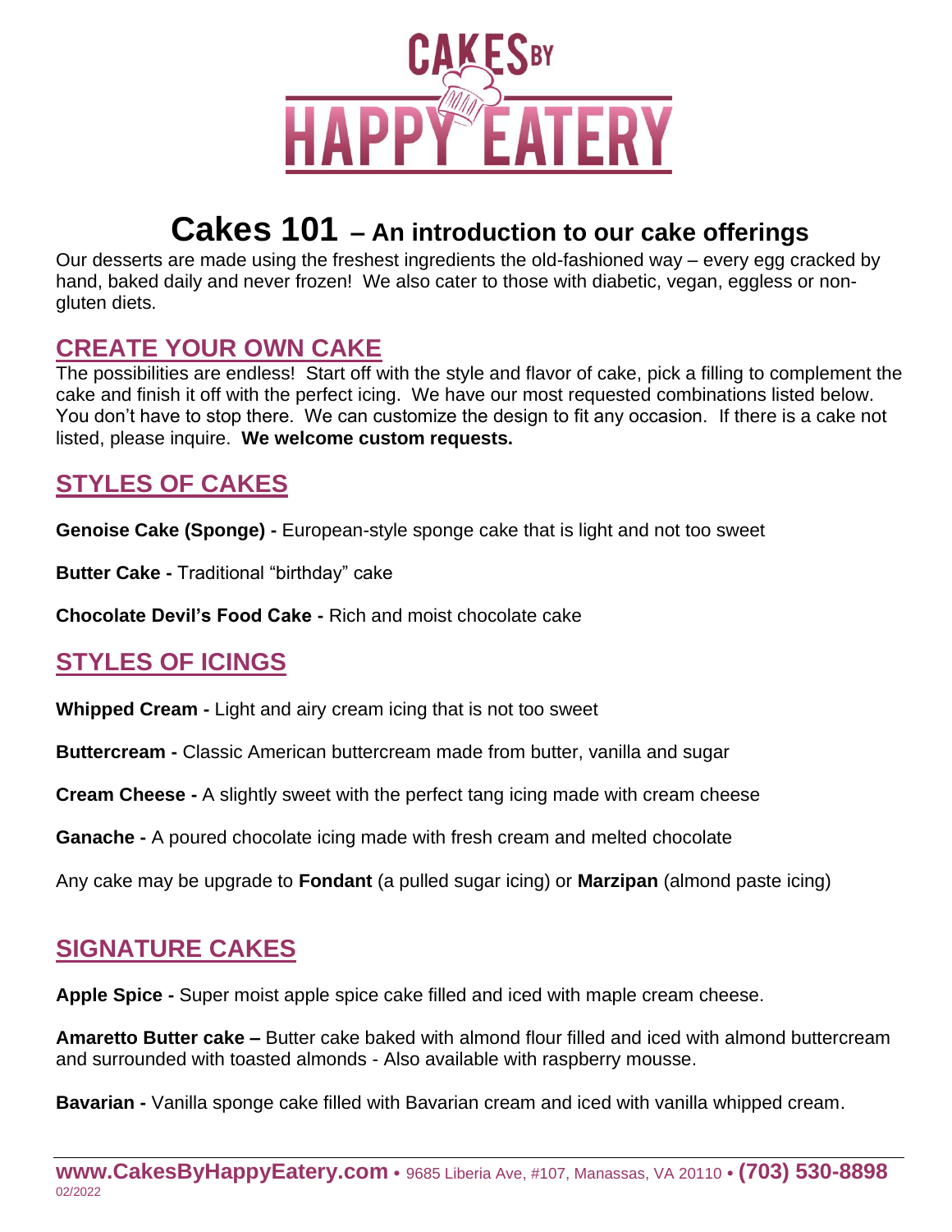# CAKES BY HAPPY EATERY

# Cakes 101 – An introduction to our cake offerings

Our desserts are made using the freshest ingredients the old-fashioned way – every egg cracked by hand, baked daily and never frozen! We also cater to those with diabetic, vegan, eggless or non-gluten diets.

## CREATE YOUR OWN CAKE

The possibilities are endless! Start off with the style and flavor of cake, pick a filling to complement the cake and finish it off with the perfect icing. We have our most requested combinations listed below. You don't have to stop there. We can customize the design to fit any occasion. If there is a cake not listed, please inquire. **We welcome custom requests.**

## STYLES OF CAKES

**Genoise Cake (Sponge) -** European-style sponge cake that is light and not too sweet

**Butter Cake -** Traditional "birthday" cake

**Chocolate Devil's Food Cake -** Rich and moist chocolate cake

## STYLES OF ICINGS

**Whipped Cream -** Light and airy cream icing that is not too sweet

**Buttercream -** Classic American buttercream made from butter, vanilla and sugar

**Cream Cheese -** A slightly sweet with the perfect tang icing made with cream cheese

**Ganache -** A poured chocolate icing made with fresh cream and melted chocolate

Any cake may be upgrade to **Fondant** (a pulled sugar icing) or **Marzipan** (almond paste icing)

## SIGNATURE CAKES

**Apple Spice -** Super moist apple spice cake filled and iced with maple cream cheese.

**Amaretto Butter cake –** Butter cake baked with almond flour filled and iced with almond buttercream and surrounded with toasted almonds - Also available with raspberry mousse.

**Bavarian -** Vanilla sponge cake filled with Bavarian cream and iced with vanilla whipped cream.

**www.CakesByHappyEatery.com** • 9685 Liberia Ave, #107, Manassas, VA 20110 • **(703) 530-8898**
02/2022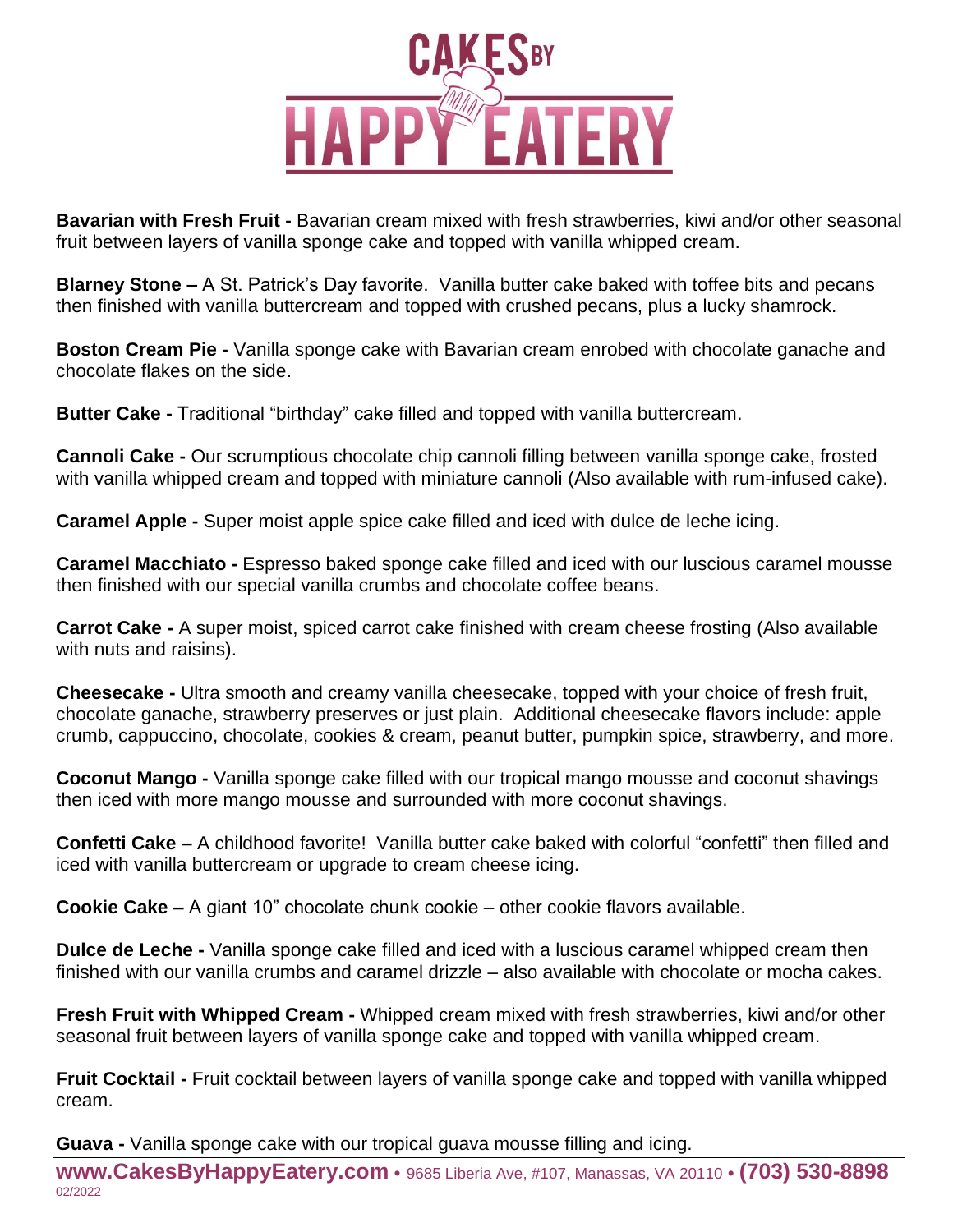# CAKES BY HAPPY EATERY

**Bavarian with Fresh Fruit -** Bavarian cream mixed with fresh strawberries, kiwi and/or other seasonal fruit between layers of vanilla sponge cake and topped with vanilla whipped cream.

**Blarney Stone –** A St. Patrick's Day favorite. Vanilla butter cake baked with toffee bits and pecans then finished with vanilla buttercream and topped with crushed pecans, plus a lucky shamrock.

**Boston Cream Pie -** Vanilla sponge cake with Bavarian cream enrobed with chocolate ganache and chocolate flakes on the side.

**Butter Cake -** Traditional "birthday" cake filled and topped with vanilla buttercream.

**Cannoli Cake -** Our scrumptious chocolate chip cannoli filling between vanilla sponge cake, frosted with vanilla whipped cream and topped with miniature cannoli (Also available with rum-infused cake).

**Caramel Apple -** Super moist apple spice cake filled and iced with dulce de leche icing.

**Caramel Macchiato -** Espresso baked sponge cake filled and iced with our luscious caramel mousse then finished with our special vanilla crumbs and chocolate coffee beans.

**Carrot Cake -** A super moist, spiced carrot cake finished with cream cheese frosting (Also available with nuts and raisins).

**Cheesecake -** Ultra smooth and creamy vanilla cheesecake, topped with your choice of fresh fruit, chocolate ganache, strawberry preserves or just plain. Additional cheesecake flavors include: apple crumb, cappuccino, chocolate, cookies & cream, peanut butter, pumpkin spice, strawberry, and more.

**Coconut Mango -** Vanilla sponge cake filled with our tropical mango mousse and coconut shavings then iced with more mango mousse and surrounded with more coconut shavings.

**Confetti Cake –** A childhood favorite! Vanilla butter cake baked with colorful "confetti" then filled and iced with vanilla buttercream or upgrade to cream cheese icing.

**Cookie Cake –** A giant 10" chocolate chunk cookie – other cookie flavors available.

**Dulce de Leche -** Vanilla sponge cake filled and iced with a luscious caramel whipped cream then finished with our vanilla crumbs and caramel drizzle – also available with chocolate or mocha cakes.

**Fresh Fruit with Whipped Cream -** Whipped cream mixed with fresh strawberries, kiwi and/or other seasonal fruit between layers of vanilla sponge cake and topped with vanilla whipped cream.

**Fruit Cocktail -** Fruit cocktail between layers of vanilla sponge cake and topped with vanilla whipped cream.

**Guava -** Vanilla sponge cake with our tropical guava mousse filling and icing.

**www.CakesByHappyEatery.com** • 9685 Liberia Ave, #107, Manassas, VA 20110 • **(703) 530-8898**
02/2022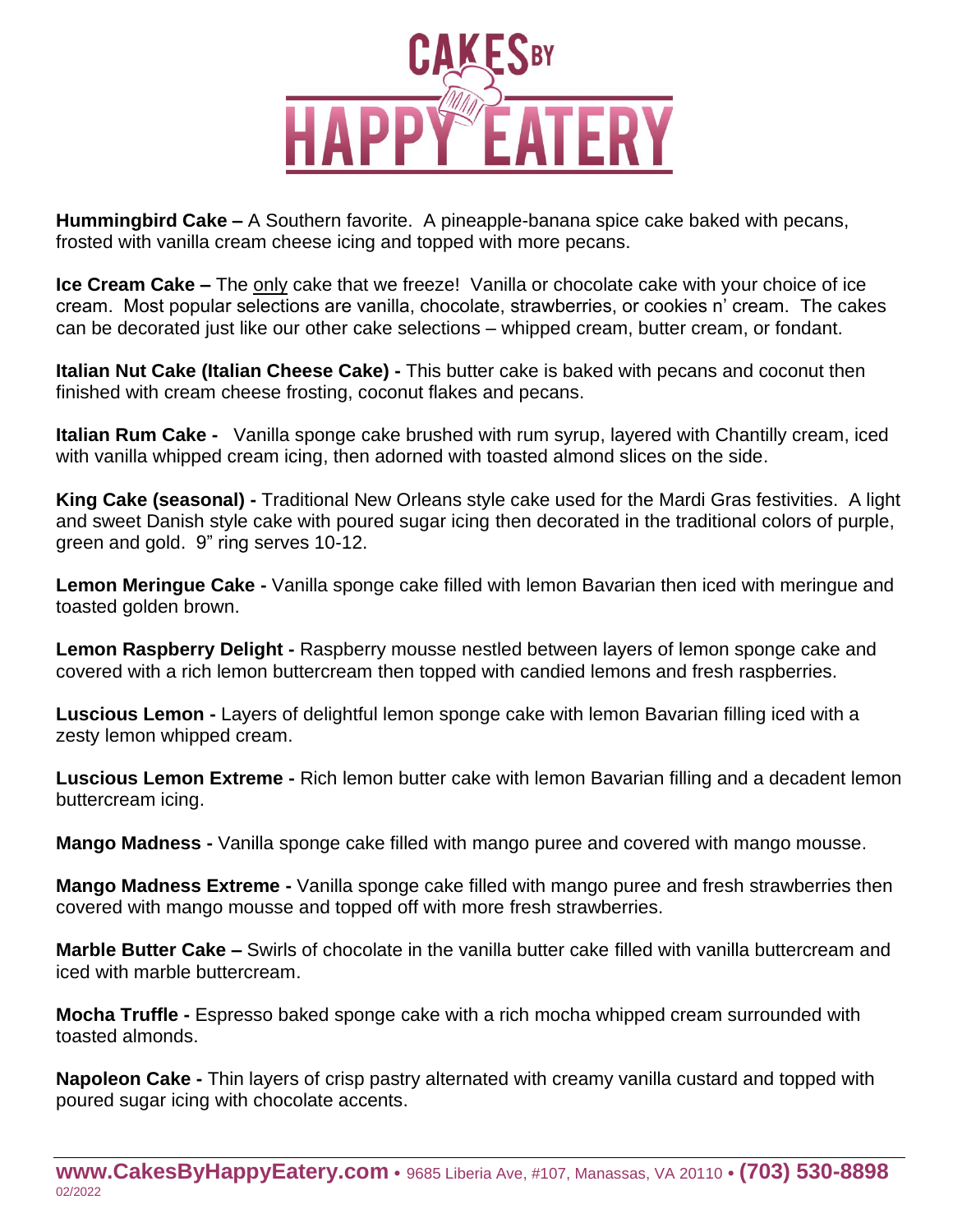**Hummingbird Cake –** A Southern favorite. A pineapple-banana spice cake baked with pecans, frosted with vanilla cream cheese icing and topped with more pecans.

**Ice Cream Cake –** The only cake that we freeze! Vanilla or chocolate cake with your choice of ice cream. Most popular selections are vanilla, chocolate, strawberries, or cookies n' cream. The cakes can be decorated just like our other cake selections – whipped cream, butter cream, or fondant.

**Italian Nut Cake (Italian Cheese Cake) -** This butter cake is baked with pecans and coconut then finished with cream cheese frosting, coconut flakes and pecans.

**Italian Rum Cake -** Vanilla sponge cake brushed with rum syrup, layered with Chantilly cream, iced with vanilla whipped cream icing, then adorned with toasted almond slices on the side.

**King Cake (seasonal) -** Traditional New Orleans style cake used for the Mardi Gras festivities. A light and sweet Danish style cake with poured sugar icing then decorated in the traditional colors of purple, green and gold. 9" ring serves 10-12.

**Lemon Meringue Cake -** Vanilla sponge cake filled with lemon Bavarian then iced with meringue and toasted golden brown.

**Lemon Raspberry Delight -** Raspberry mousse nestled between layers of lemon sponge cake and covered with a rich lemon buttercream then topped with candied lemons and fresh raspberries.

**Luscious Lemon -** Layers of delightful lemon sponge cake with lemon Bavarian filling iced with a zesty lemon whipped cream.

**Luscious Lemon Extreme -** Rich lemon butter cake with lemon Bavarian filling and a decadent lemon buttercream icing.

**Mango Madness -** Vanilla sponge cake filled with mango puree and covered with mango mousse.

**Mango Madness Extreme -** Vanilla sponge cake filled with mango puree and fresh strawberries then covered with mango mousse and topped off with more fresh strawberries.

**Marble Butter Cake –** Swirls of chocolate in the vanilla butter cake filled with vanilla buttercream and iced with marble buttercream.

**Mocha Truffle -** Espresso baked sponge cake with a rich mocha whipped cream surrounded with toasted almonds.

**Napoleon Cake -** Thin layers of crisp pastry alternated with creamy vanilla custard and topped with poured sugar icing with chocolate accents.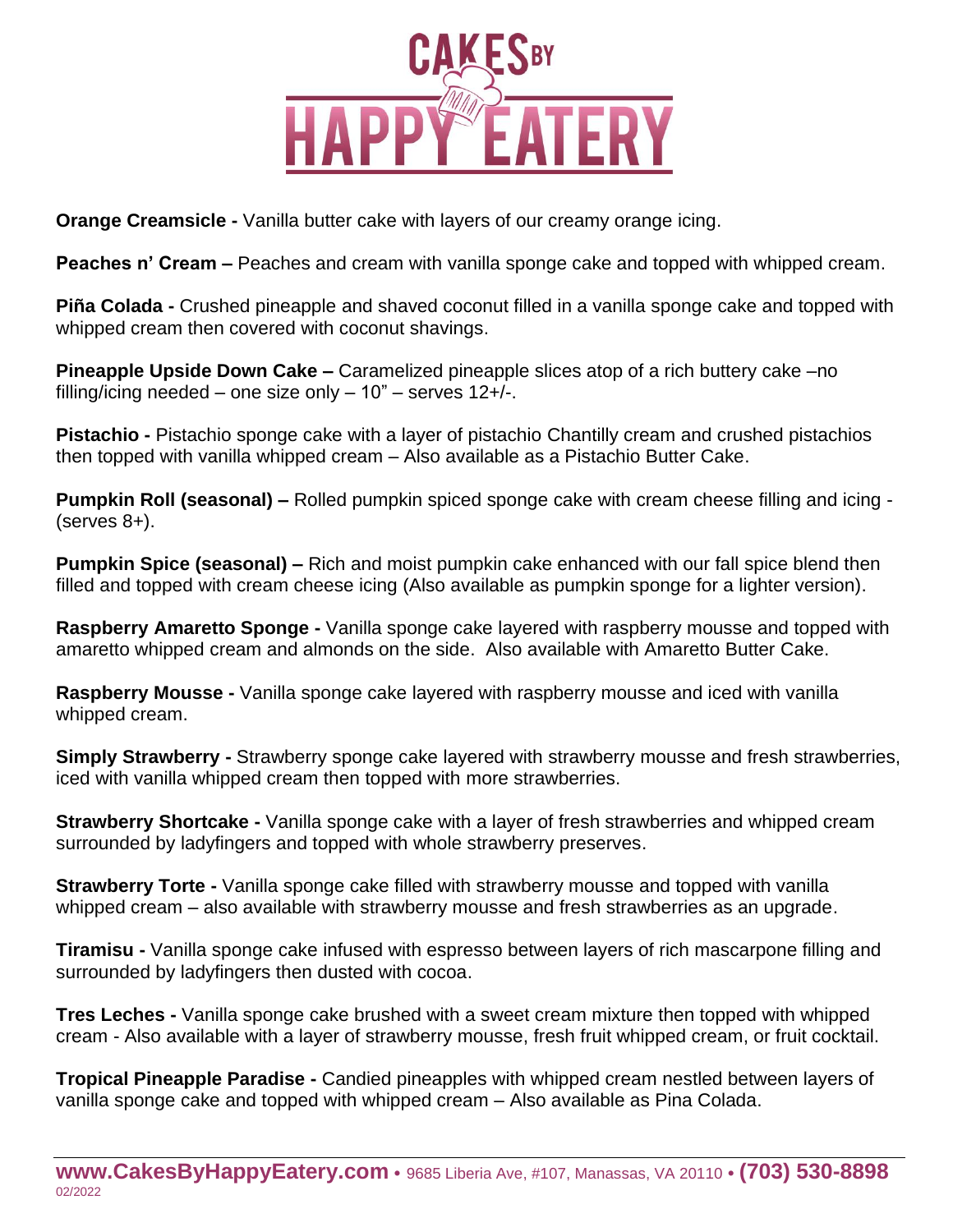**Orange Creamsicle -** Vanilla butter cake with layers of our creamy orange icing.

**Peaches n' Cream –** Peaches and cream with vanilla sponge cake and topped with whipped cream.

**Piña Colada -** Crushed pineapple and shaved coconut filled in a vanilla sponge cake and topped with whipped cream then covered with coconut shavings.

**Pineapple Upside Down Cake –** Caramelized pineapple slices atop of a rich buttery cake –no filling/icing needed – one size only – 10" – serves 12+/-.

**Pistachio -** Pistachio sponge cake with a layer of pistachio Chantilly cream and crushed pistachios then topped with vanilla whipped cream – Also available as a Pistachio Butter Cake.

**Pumpkin Roll (seasonal) –** Rolled pumpkin spiced sponge cake with cream cheese filling and icing - (serves 8+).

**Pumpkin Spice (seasonal) –** Rich and moist pumpkin cake enhanced with our fall spice blend then filled and topped with cream cheese icing (Also available as pumpkin sponge for a lighter version).

**Raspberry Amaretto Sponge -** Vanilla sponge cake layered with raspberry mousse and topped with amaretto whipped cream and almonds on the side. Also available with Amaretto Butter Cake.

**Raspberry Mousse -** Vanilla sponge cake layered with raspberry mousse and iced with vanilla whipped cream.

**Simply Strawberry -** Strawberry sponge cake layered with strawberry mousse and fresh strawberries, iced with vanilla whipped cream then topped with more strawberries.

**Strawberry Shortcake -** Vanilla sponge cake with a layer of fresh strawberries and whipped cream surrounded by ladyfingers and topped with whole strawberry preserves.

**Strawberry Torte -** Vanilla sponge cake filled with strawberry mousse and topped with vanilla whipped cream – also available with strawberry mousse and fresh strawberries as an upgrade.

**Tiramisu -** Vanilla sponge cake infused with espresso between layers of rich mascarpone filling and surrounded by ladyfingers then dusted with cocoa.

**Tres Leches -** Vanilla sponge cake brushed with a sweet cream mixture then topped with whipped cream - Also available with a layer of strawberry mousse, fresh fruit whipped cream, or fruit cocktail.

**Tropical Pineapple Paradise -** Candied pineapples with whipped cream nestled between layers of vanilla sponge cake and topped with whipped cream – Also available as Pina Colada.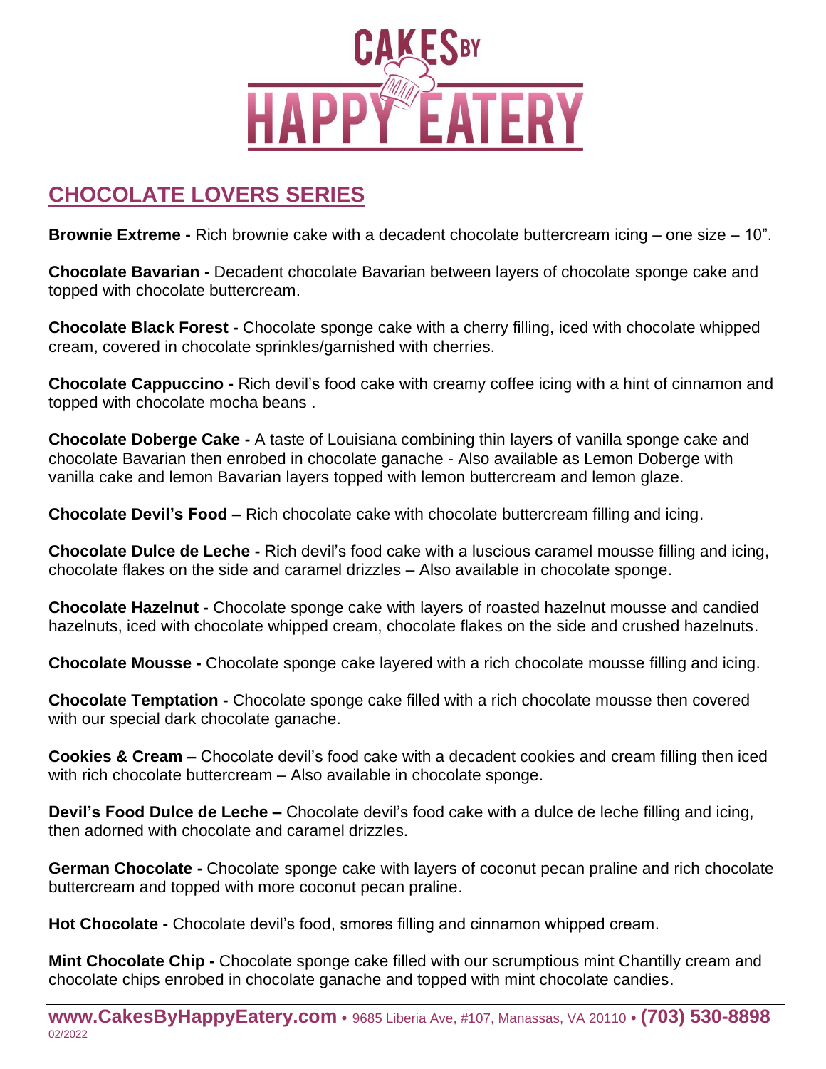# CAKES BY HAPPY EATERY

## CHOCOLATE LOVERS SERIES

**Brownie Extreme -** Rich brownie cake with a decadent chocolate buttercream icing – one size – 10".

**Chocolate Bavarian -** Decadent chocolate Bavarian between layers of chocolate sponge cake and topped with chocolate buttercream.

**Chocolate Black Forest -** Chocolate sponge cake with a cherry filling, iced with chocolate whipped cream, covered in chocolate sprinkles/garnished with cherries.

**Chocolate Cappuccino -** Rich devil's food cake with creamy coffee icing with a hint of cinnamon and topped with chocolate mocha beans .

**Chocolate Doberge Cake -** A taste of Louisiana combining thin layers of vanilla sponge cake and chocolate Bavarian then enrobed in chocolate ganache - Also available as Lemon Doberge with vanilla cake and lemon Bavarian layers topped with lemon buttercream and lemon glaze.

**Chocolate Devil's Food –** Rich chocolate cake with chocolate buttercream filling and icing.

**Chocolate Dulce de Leche -** Rich devil's food cake with a luscious caramel mousse filling and icing, chocolate flakes on the side and caramel drizzles – Also available in chocolate sponge.

**Chocolate Hazelnut -** Chocolate sponge cake with layers of roasted hazelnut mousse and candied hazelnuts, iced with chocolate whipped cream, chocolate flakes on the side and crushed hazelnuts.

**Chocolate Mousse -** Chocolate sponge cake layered with a rich chocolate mousse filling and icing.

**Chocolate Temptation -** Chocolate sponge cake filled with a rich chocolate mousse then covered with our special dark chocolate ganache.

**Cookies & Cream –** Chocolate devil's food cake with a decadent cookies and cream filling then iced with rich chocolate buttercream – Also available in chocolate sponge.

**Devil's Food Dulce de Leche –** Chocolate devil's food cake with a dulce de leche filling and icing, then adorned with chocolate and caramel drizzles.

**German Chocolate -** Chocolate sponge cake with layers of coconut pecan praline and rich chocolate buttercream and topped with more coconut pecan praline.

**Hot Chocolate -** Chocolate devil's food, smores filling and cinnamon whipped cream.

**Mint Chocolate Chip -** Chocolate sponge cake filled with our scrumptious mint Chantilly cream and chocolate chips enrobed in chocolate ganache and topped with mint chocolate candies.

**www.CakesByHappyEatery.com** • 9685 Liberia Ave, #107, Manassas, VA 20110 • **(703) 530-8898**
02/2022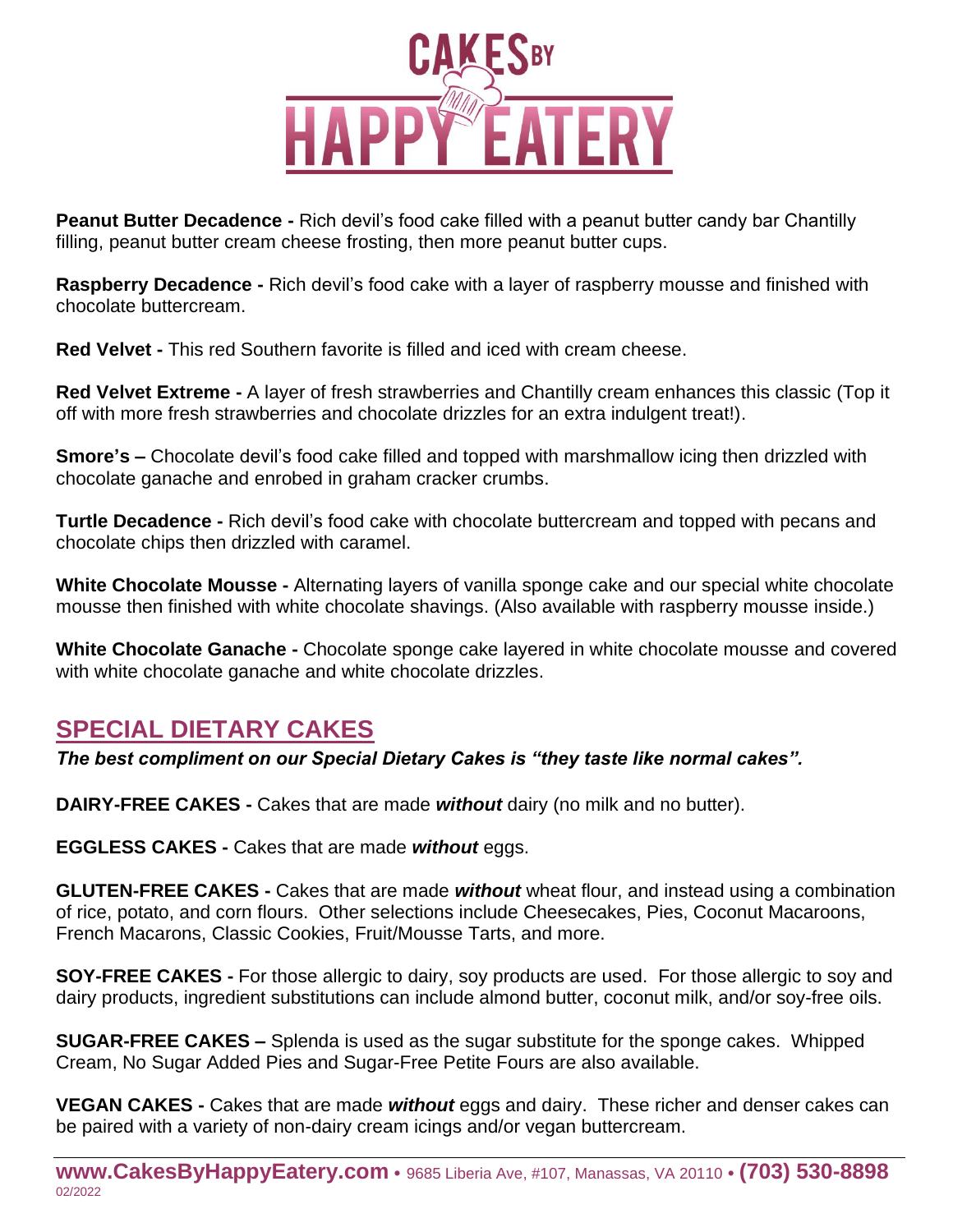# CAKES BY HAPPY EATERY

**Peanut Butter Decadence -** Rich devil's food cake filled with a peanut butter candy bar Chantilly filling, peanut butter cream cheese frosting, then more peanut butter cups.

**Raspberry Decadence -** Rich devil's food cake with a layer of raspberry mousse and finished with chocolate buttercream.

**Red Velvet -** This red Southern favorite is filled and iced with cream cheese.

**Red Velvet Extreme -** A layer of fresh strawberries and Chantilly cream enhances this classic (Top it off with more fresh strawberries and chocolate drizzles for an extra indulgent treat!).

**Smore's –** Chocolate devil's food cake filled and topped with marshmallow icing then drizzled with chocolate ganache and enrobed in graham cracker crumbs.

**Turtle Decadence -** Rich devil's food cake with chocolate buttercream and topped with pecans and chocolate chips then drizzled with caramel.

**White Chocolate Mousse -** Alternating layers of vanilla sponge cake and our special white chocolate mousse then finished with white chocolate shavings. (Also available with raspberry mousse inside.)

**White Chocolate Ganache -** Chocolate sponge cake layered in white chocolate mousse and covered with white chocolate ganache and white chocolate drizzles.

## SPECIAL DIETARY CAKES

***The best compliment on our Special Dietary Cakes is "they taste like normal cakes".***

**DAIRY-FREE CAKES -** Cakes that are made ***without*** dairy (no milk and no butter).

**EGGLESS CAKES -** Cakes that are made ***without*** eggs.

**GLUTEN-FREE CAKES -** Cakes that are made ***without*** wheat flour, and instead using a combination of rice, potato, and corn flours. Other selections include Cheesecakes, Pies, Coconut Macaroons, French Macarons, Classic Cookies, Fruit/Mousse Tarts, and more.

**SOY-FREE CAKES -** For those allergic to dairy, soy products are used. For those allergic to soy and dairy products, ingredient substitutions can include almond butter, coconut milk, and/or soy-free oils.

**SUGAR-FREE CAKES –** Splenda is used as the sugar substitute for the sponge cakes. Whipped Cream, No Sugar Added Pies and Sugar-Free Petite Fours are also available.

**VEGAN CAKES -** Cakes that are made ***without*** eggs and dairy. These richer and denser cakes can be paired with a variety of non-dairy cream icings and/or vegan buttercream.

**www.CakesByHappyEatery.com** • 9685 Liberia Ave, #107, Manassas, VA 20110 • **(703) 530-8898**
02/2022